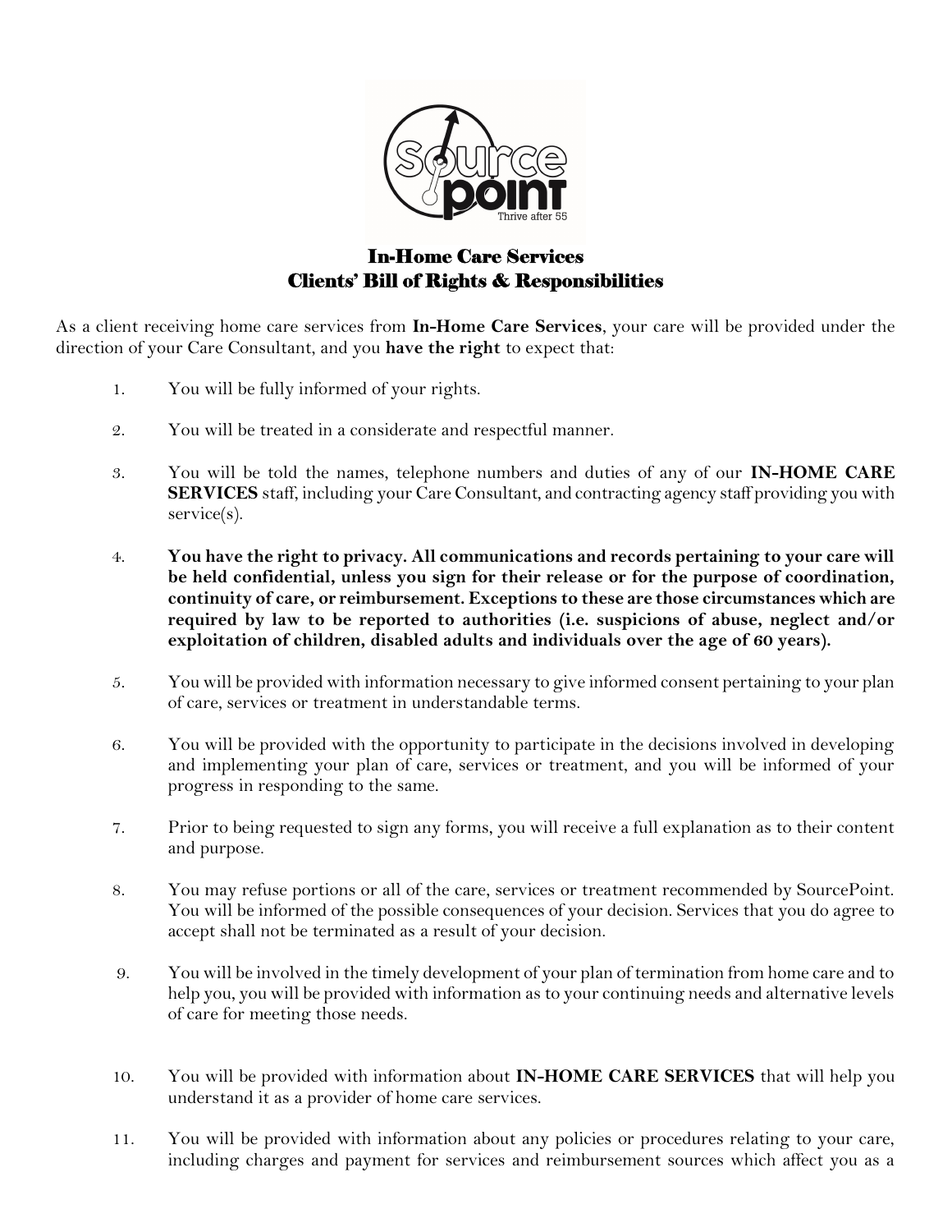# In-Home Care Services
# Clients' Bill of Rights & Responsibilities

As a client receiving home care services from **In-Home Care Services**, your care will be provided under the direction of your Care Consultant, and you **have the right** to expect that:

1. You will be fully informed of your rights.

2. You will be treated in a considerate and respectful manner.

3. You will be told the names, telephone numbers and duties of any of our **IN-HOME CARE SERVICES** staff, including your Care Consultant, and contracting agency staff providing you with service(s).

4. **You have the right to privacy. All communications and records pertaining to your care will be held confidential, unless you sign for their release or for the purpose of coordination, continuity of care, or reimbursement. Exceptions to these are those circumstances which are required by law to be reported to authorities (i.e. suspicions of abuse, neglect and/or exploitation of children, disabled adults and individuals over the age of 60 years).**

5. You will be provided with information necessary to give informed consent pertaining to your plan of care, services or treatment in understandable terms.

6. You will be provided with the opportunity to participate in the decisions involved in developing and implementing your plan of care, services or treatment, and you will be informed of your progress in responding to the same.

7. Prior to being requested to sign any forms, you will receive a full explanation as to their content and purpose.

8. You may refuse portions or all of the care, services or treatment recommended by SourcePoint. You will be informed of the possible consequences of your decision. Services that you do agree to accept shall not be terminated as a result of your decision.

9. You will be involved in the timely development of your plan of termination from home care and to help you, you will be provided with information as to your continuing needs and alternative levels of care for meeting those needs.

10. You will be provided with information about **IN-HOME CARE SERVICES** that will help you understand it as a provider of home care services.

11. You will be provided with information about any policies or procedures relating to your care, including charges and payment for services and reimbursement sources which affect you as a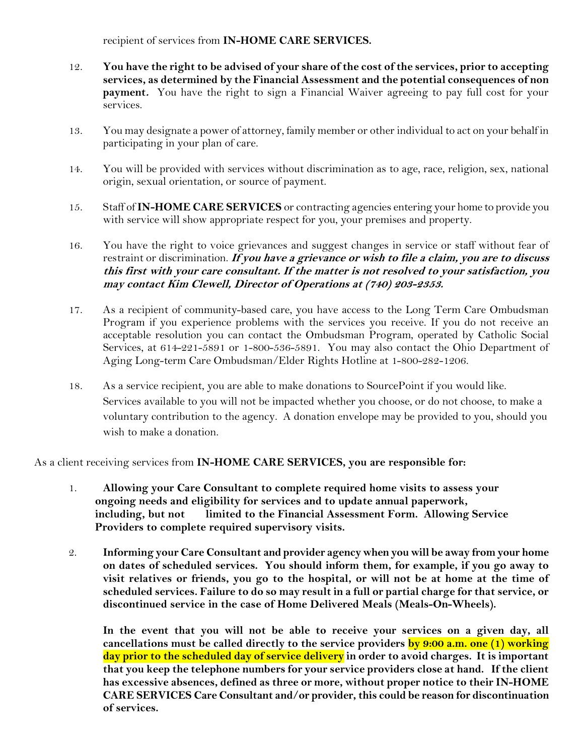recipient of services from **IN-HOME CARE SERVICES.**

12. **You have the right to be advised of your share of the cost of the services, prior to accepting services, as determined by the Financial Assessment and the potential consequences of non payment.** You have the right to sign a Financial Waiver agreeing to pay full cost for your services.

13. You may designate a power of attorney, family member or other individual to act on your behalf in participating in your plan of care.

14. You will be provided with services without discrimination as to age, race, religion, sex, national origin, sexual orientation, or source of payment.

15. Staff of **IN-HOME CARE SERVICES** or contracting agencies entering your home to provide you with service will show appropriate respect for you, your premises and property.

16. You have the right to voice grievances and suggest changes in service or staff without fear of restraint or discrimination. ***If you have a grievance or wish to file a claim, you are to discuss this first with your care consultant. If the matter is not resolved to your satisfaction, you may contact Kim Clewell, Director of Operations at (740) 203-2353.***

17. As a recipient of community-based care, you have access to the Long Term Care Ombudsman Program if you experience problems with the services you receive. If you do not receive an acceptable resolution you can contact the Ombudsman Program, operated by Catholic Social Services, at 614-221-5891 or 1-800-536-5891. You may also contact the Ohio Department of Aging Long-term Care Ombudsman/Elder Rights Hotline at 1-800-282-1206.

18. As a service recipient, you are able to make donations to SourcePoint if you would like. Services available to you will not be impacted whether you choose, or do not choose, to make a voluntary contribution to the agency. A donation envelope may be provided to you, should you wish to make a donation.

As a client receiving services from **IN-HOME CARE SERVICES, you are responsible for:**

1. **Allowing your Care Consultant to complete required home visits to assess your ongoing needs and eligibility for services and to update annual paperwork, including, but not limited to the Financial Assessment Form. Allowing Service Providers to complete required supervisory visits.**

2. **Informing your Care Consultant and provider agency when you will be away from your home on dates of scheduled services. You should inform them, for example, if you go away to visit relatives or friends, you go to the hospital, or will not be at home at the time of scheduled services. Failure to do so may result in a full or partial charge for that service, or discontinued service in the case of Home Delivered Meals (Meals-On-Wheels).**

   **In the event that you will not be able to receive your services on a given day, all cancellations must be called directly to the service providers by 9:00 a.m. one (1) working day prior to the scheduled day of service delivery in order to avoid charges. It is important that you keep the telephone numbers for your service providers close at hand. If the client has excessive absences, defined as three or more, without proper notice to their IN-HOME CARE SERVICES Care Consultant and/or provider, this could be reason for discontinuation of services.**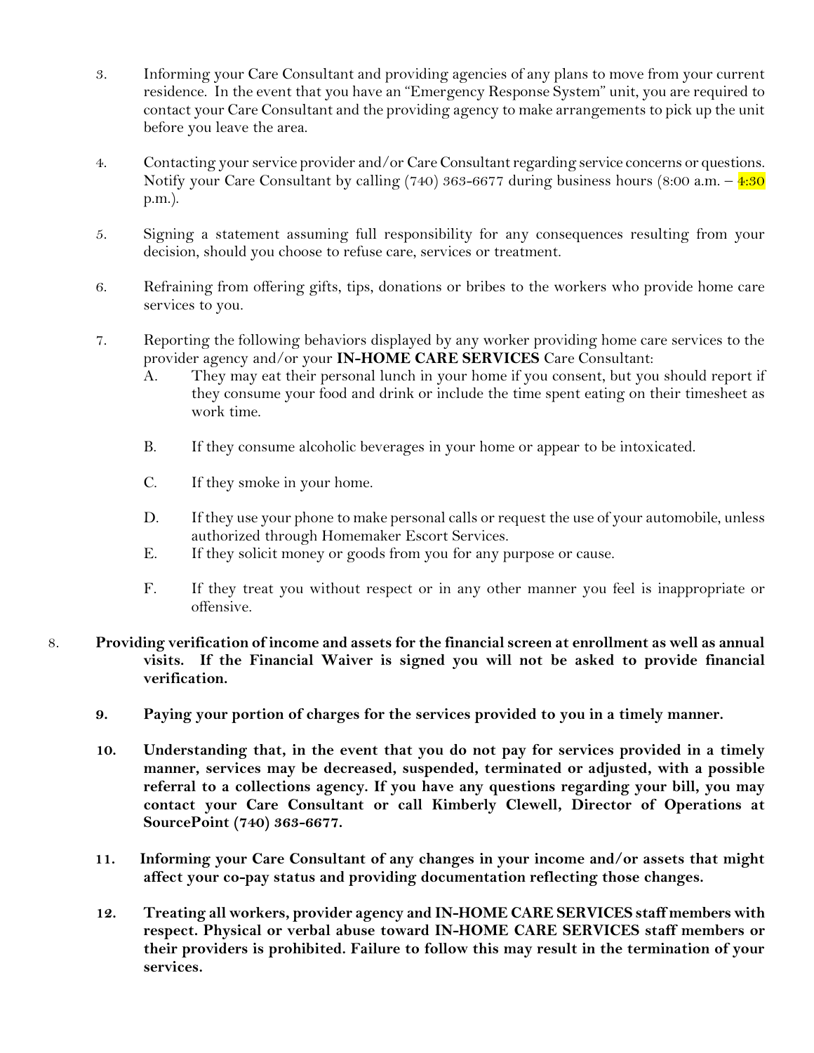3. Informing your Care Consultant and providing agencies of any plans to move from your current residence. In the event that you have an "Emergency Response System" unit, you are required to contact your Care Consultant and the providing agency to make arrangements to pick up the unit before you leave the area.

4. Contacting your service provider and/or Care Consultant regarding service concerns or questions. Notify your Care Consultant by calling (740) 363-6677 during business hours (8:00 a.m. – 4:30 p.m.).

5. Signing a statement assuming full responsibility for any consequences resulting from your decision, should you choose to refuse care, services or treatment.

6. Refraining from offering gifts, tips, donations or bribes to the workers who provide home care services to you.

7. Reporting the following behaviors displayed by any worker providing home care services to the provider agency and/or your **IN-HOME CARE SERVICES** Care Consultant:
   - A. They may eat their personal lunch in your home if you consent, but you should report if they consume your food and drink or include the time spent eating on their timesheet as work time.
   - B. If they consume alcoholic beverages in your home or appear to be intoxicated.
   - C. If they smoke in your home.
   - D. If they use your phone to make personal calls or request the use of your automobile, unless authorized through Homemaker Escort Services.
   - E. If they solicit money or goods from you for any purpose or cause.
   - F. If they treat you without respect or in any other manner you feel is inappropriate or offensive.

8. **Providing verification of income and assets for the financial screen at enrollment as well as annual visits. If the Financial Waiver is signed you will not be asked to provide financial verification.**

9. **Paying your portion of charges for the services provided to you in a timely manner.**

10. **Understanding that, in the event that you do not pay for services provided in a timely manner, services may be decreased, suspended, terminated or adjusted, with a possible referral to a collections agency. If you have any questions regarding your bill, you may contact your Care Consultant or call Kimberly Clewell, Director of Operations at SourcePoint (740) 363-6677.**

11. **Informing your Care Consultant of any changes in your income and/or assets that might affect your co-pay status and providing documentation reflecting those changes.**

12. **Treating all workers, provider agency and IN-HOME CARE SERVICES staff members with respect. Physical or verbal abuse toward IN-HOME CARE SERVICES staff members or their providers is prohibited. Failure to follow this may result in the termination of your services.**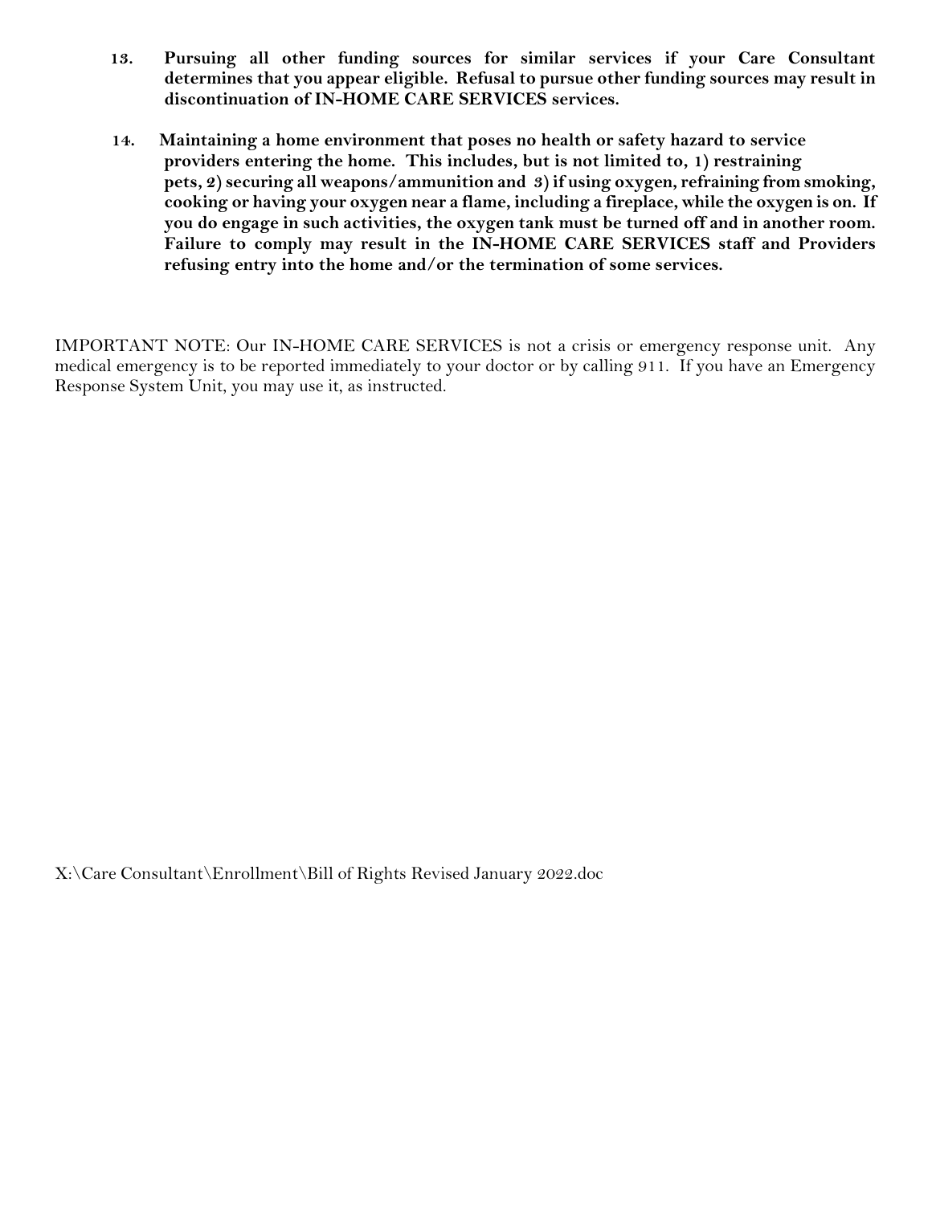13. **Pursuing all other funding sources for similar services if your Care Consultant determines that you appear eligible. Refusal to pursue other funding sources may result in discontinuation of IN-HOME CARE SERVICES services.**

14. **Maintaining a home environment that poses no health or safety hazard to service providers entering the home. This includes, but is not limited to, 1) restraining pets, 2) securing all weapons/ammunition and 3) if using oxygen, refraining from smoking, cooking or having your oxygen near a flame, including a fireplace, while the oxygen is on. If you do engage in such activities, the oxygen tank must be turned off and in another room. Failure to comply may result in the IN-HOME CARE SERVICES staff and Providers refusing entry into the home and/or the termination of some services.**

IMPORTANT NOTE: Our IN-HOME CARE SERVICES is not a crisis or emergency response unit. Any medical emergency is to be reported immediately to your doctor or by calling 911. If you have an Emergency Response System Unit, you may use it, as instructed.

X:\Care Consultant\Enrollment\Bill of Rights Revised January 2022.doc